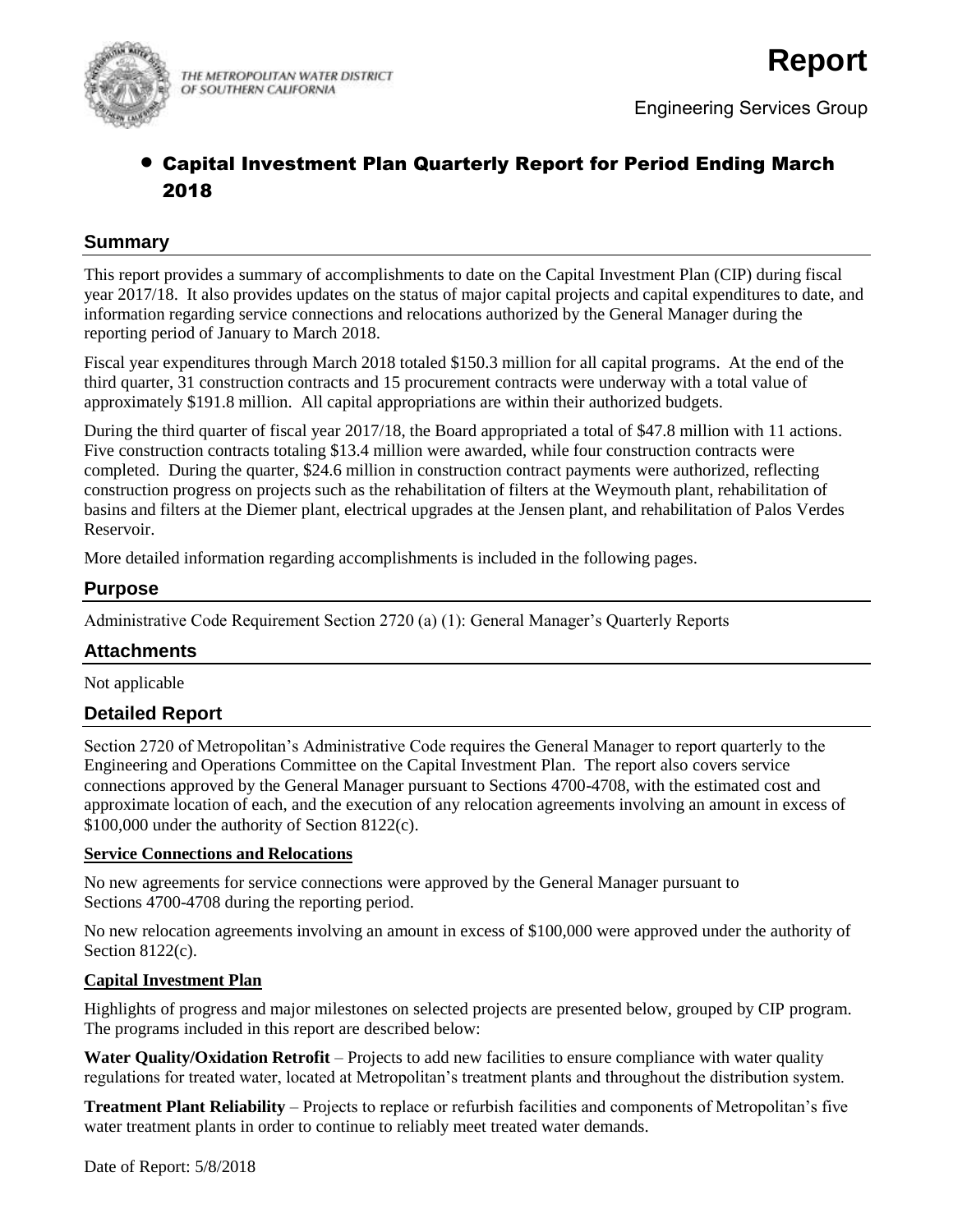THE METROPOLITAN WATER DISTRICT OF SOUTHERN CALIFORNIA

# Report

Engineering Services Group

## • Capital Investment Plan Quarterly Report for Period Ending March 2018

## Summary

This report provides a summary of accomplishments to date on the Capital Investment Plan (CIP) during fiscal year 2017/18. It also provides updates on the status of major capital projects and capital expenditures to date, and information regarding service connections and relocations authorized by the General Manager during the reporting period of January to March 2018.

Fiscal year expenditures through March 2018 totaled $150.3 million for all capital programs. At the end of the third quarter, 31 construction contracts and 15 procurement contracts were underway with a total value of approximately $191.8 million. All capital appropriations are within their authorized budgets.

During the third quarter of fiscal year 2017/18, the Board appropriated a total of $47.8 million with 11 actions. Five construction contracts totaling $13.4 million were awarded, while four construction contracts were completed. During the quarter, $24.6 million in construction contract payments were authorized, reflecting construction progress on projects such as the rehabilitation of filters at the Weymouth plant, rehabilitation of basins and filters at the Diemer plant, electrical upgrades at the Jensen plant, and rehabilitation of Palos Verdes Reservoir.

More detailed information regarding accomplishments is included in the following pages.

## Purpose

Administrative Code Requirement Section 2720 (a) (1): General Manager's Quarterly Reports

## Attachments

Not applicable

## Detailed Report

Section 2720 of Metropolitan's Administrative Code requires the General Manager to report quarterly to the Engineering and Operations Committee on the Capital Investment Plan. The report also covers service connections approved by the General Manager pursuant to Sections 4700-4708, with the estimated cost and approximate location of each, and the execution of any relocation agreements involving an amount in excess of $100,000 under the authority of Section 8122(c).

### Service Connections and Relocations

No new agreements for service connections were approved by the General Manager pursuant to Sections 4700-4708 during the reporting period.

No new relocation agreements involving an amount in excess of $100,000 were approved under the authority of Section 8122(c).

### Capital Investment Plan

Highlights of progress and major milestones on selected projects are presented below, grouped by CIP program. The programs included in this report are described below:

**Water Quality/Oxidation Retrofit** – Projects to add new facilities to ensure compliance with water quality regulations for treated water, located at Metropolitan's treatment plants and throughout the distribution system.

**Treatment Plant Reliability** – Projects to replace or refurbish facilities and components of Metropolitan's five water treatment plants in order to continue to reliably meet treated water demands.

Date of Report: 5/8/2018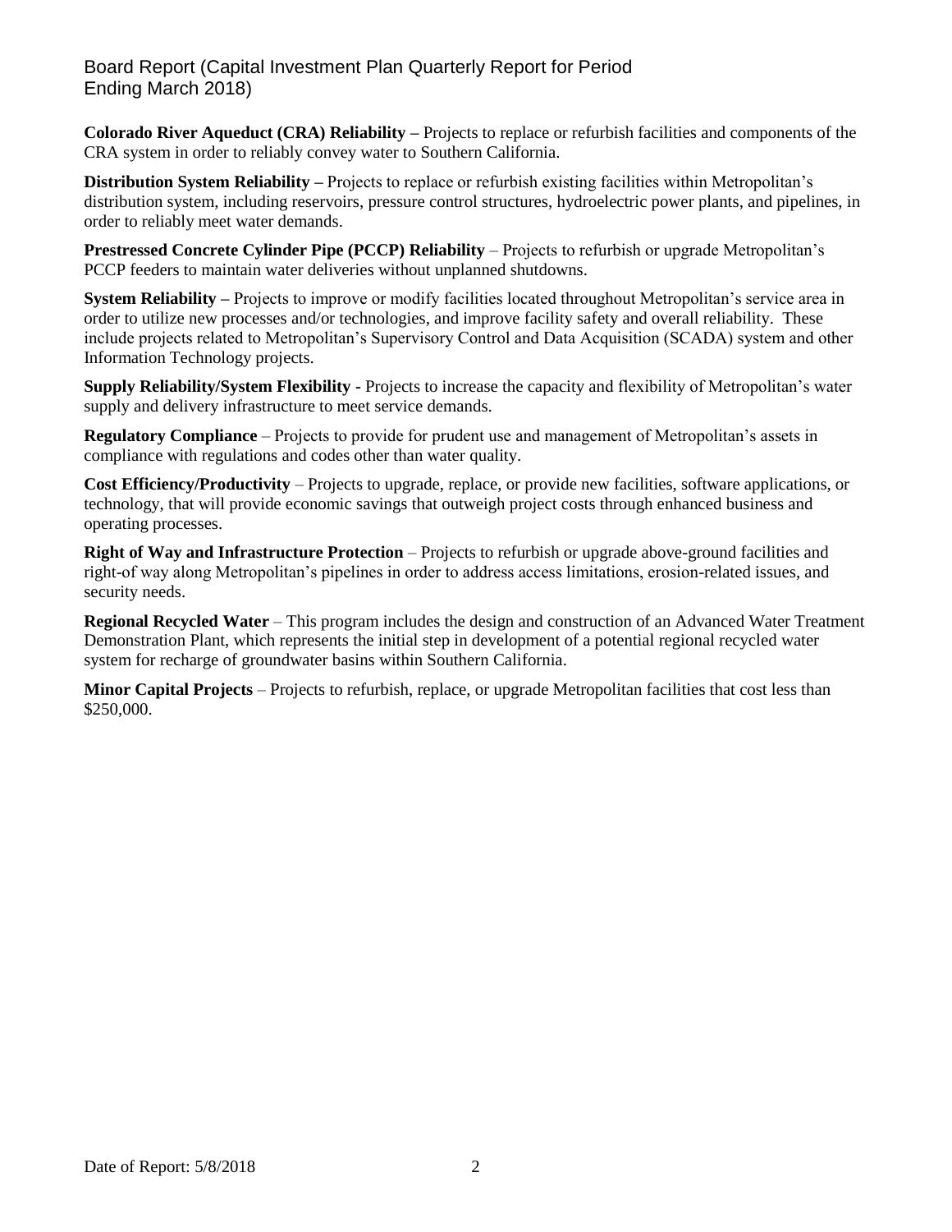**Colorado River Aqueduct (CRA) Reliability –** Projects to replace or refurbish facilities and components of the CRA system in order to reliably convey water to Southern California.

**Distribution System Reliability –** Projects to replace or refurbish existing facilities within Metropolitan's distribution system, including reservoirs, pressure control structures, hydroelectric power plants, and pipelines, in order to reliably meet water demands.

**Prestressed Concrete Cylinder Pipe (PCCP) Reliability** – Projects to refurbish or upgrade Metropolitan's PCCP feeders to maintain water deliveries without unplanned shutdowns.

**System Reliability –** Projects to improve or modify facilities located throughout Metropolitan's service area in order to utilize new processes and/or technologies, and improve facility safety and overall reliability. These include projects related to Metropolitan's Supervisory Control and Data Acquisition (SCADA) system and other Information Technology projects.

**Supply Reliability/System Flexibility -** Projects to increase the capacity and flexibility of Metropolitan's water supply and delivery infrastructure to meet service demands.

**Regulatory Compliance** – Projects to provide for prudent use and management of Metropolitan's assets in compliance with regulations and codes other than water quality.

**Cost Efficiency/Productivity** – Projects to upgrade, replace, or provide new facilities, software applications, or technology, that will provide economic savings that outweigh project costs through enhanced business and operating processes.

**Right of Way and Infrastructure Protection** – Projects to refurbish or upgrade above-ground facilities and right-of way along Metropolitan's pipelines in order to address access limitations, erosion-related issues, and security needs.

**Regional Recycled Water** – This program includes the design and construction of an Advanced Water Treatment Demonstration Plant, which represents the initial step in development of a potential regional recycled water system for recharge of groundwater basins within Southern California.

**Minor Capital Projects** – Projects to refurbish, replace, or upgrade Metropolitan facilities that cost less than $250,000.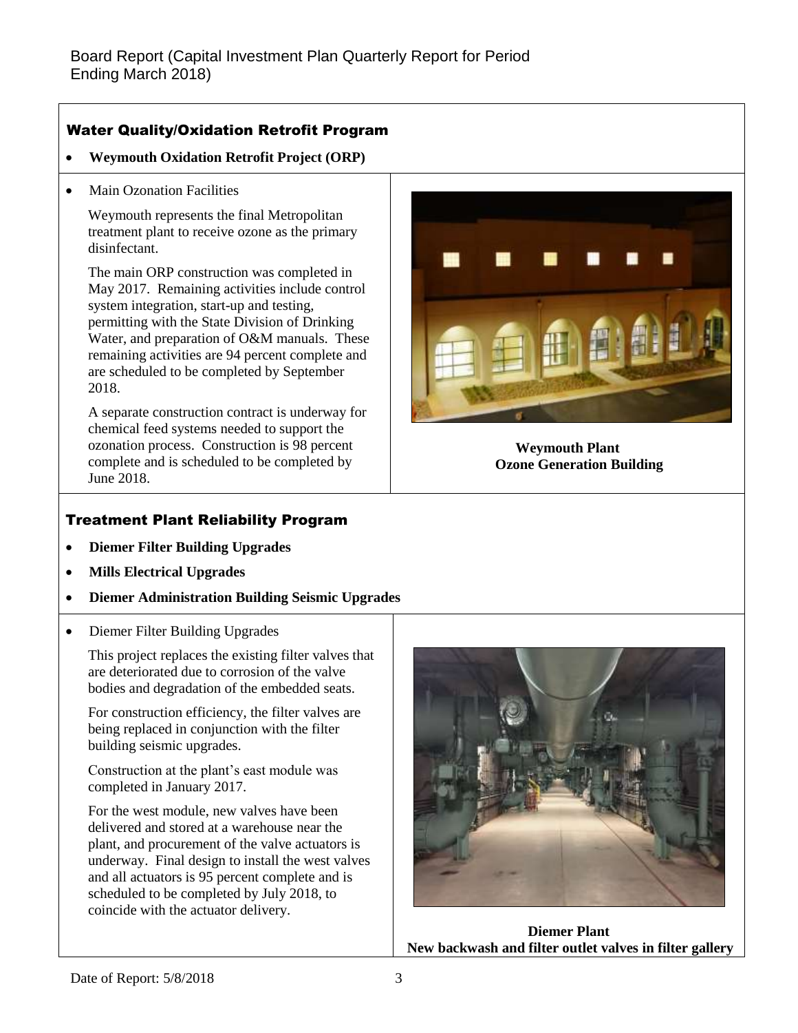Board Report (Capital Investment Plan Quarterly Report for Period Ending March 2018)

## Water Quality/Oxidation Retrofit Program

- **Weymouth Oxidation Retrofit Project (ORP)**

- Main Ozonation Facilities

Weymouth represents the final Metropolitan treatment plant to receive ozone as the primary disinfectant.

The main ORP construction was completed in May 2017. Remaining activities include control system integration, start-up and testing, permitting with the State Division of Drinking Water, and preparation of O&M manuals. These remaining activities are 94 percent complete and are scheduled to be completed by September 2018.

A separate construction contract is underway for chemical feed systems needed to support the ozonation process. Construction is 98 percent complete and is scheduled to be completed by June 2018.

**Weymouth Plant**
**Ozone Generation Building**

## Treatment Plant Reliability Program

- **Diemer Filter Building Upgrades**
- **Mills Electrical Upgrades**
- **Diemer Administration Building Seismic Upgrades**

- Diemer Filter Building Upgrades

This project replaces the existing filter valves that are deteriorated due to corrosion of the valve bodies and degradation of the embedded seats.

For construction efficiency, the filter valves are being replaced in conjunction with the filter building seismic upgrades.

Construction at the plant's east module was completed in January 2017.

For the west module, new valves have been delivered and stored at a warehouse near the plant, and procurement of the valve actuators is underway. Final design to install the west valves and all actuators is 95 percent complete and is scheduled to be completed by July 2018, to coincide with the actuator delivery.

**Diemer Plant**
**New backwash and filter outlet valves in filter gallery**

Date of Report: 5/8/2018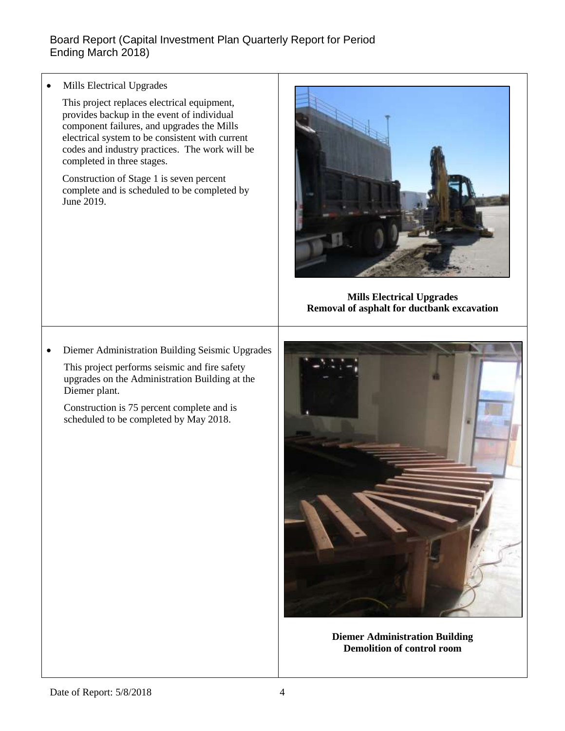- Mills Electrical Upgrades

  This project replaces electrical equipment, provides backup in the event of individual component failures, and upgrades the Mills electrical system to be consistent with current codes and industry practices. The work will be completed in three stages.

  Construction of Stage 1 is seven percent complete and is scheduled to be completed by June 2019.

**Mills Electrical Upgrades**
**Removal of asphalt for ductbank excavation**

- Diemer Administration Building Seismic Upgrades

  This project performs seismic and fire safety upgrades on the Administration Building at the Diemer plant.

  Construction is 75 percent complete and is scheduled to be completed by May 2018.

**Diemer Administration Building**
**Demolition of control room**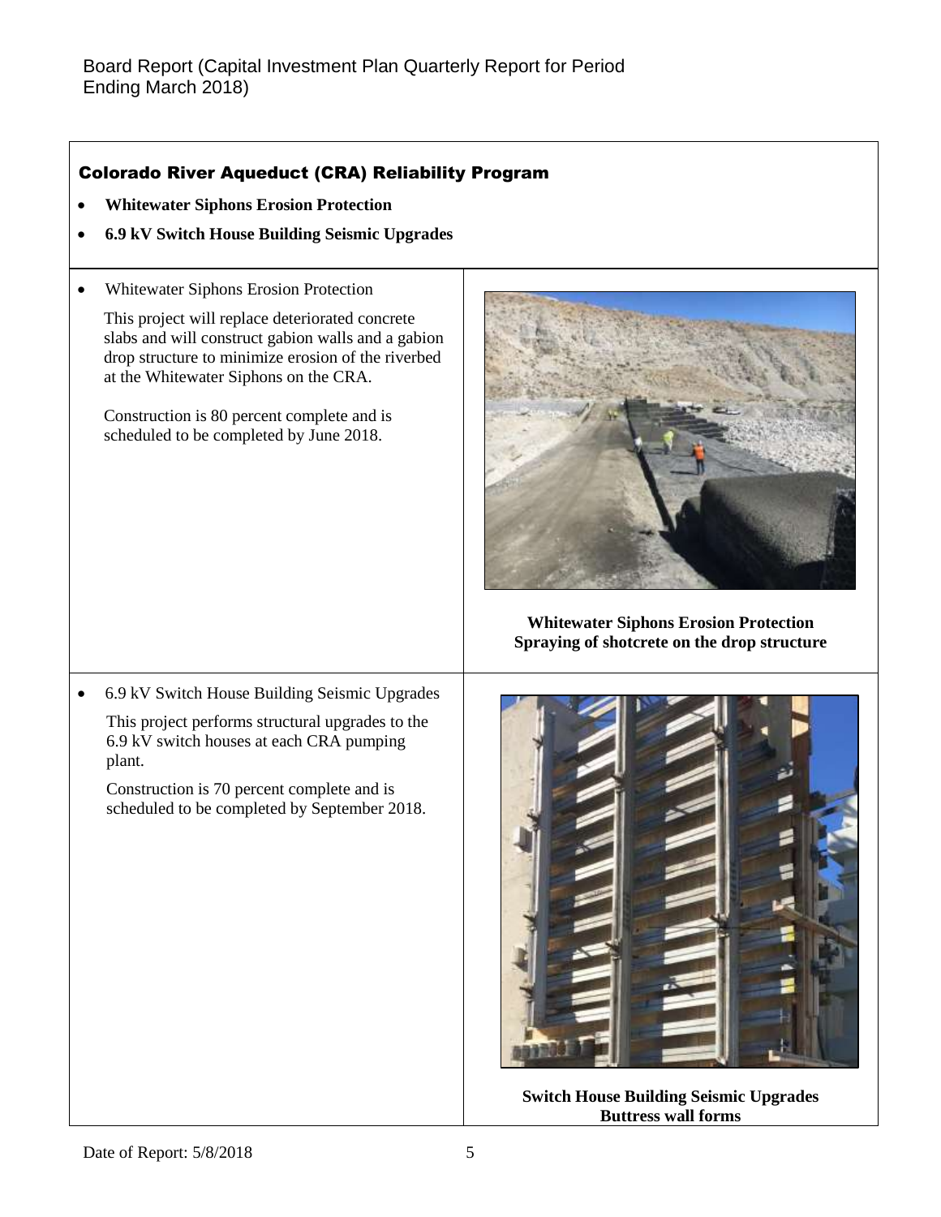## Colorado River Aqueduct (CRA) Reliability Program

- **Whitewater Siphons Erosion Protection**
- **6.9 kV Switch House Building Seismic Upgrades**

- Whitewater Siphons Erosion Protection

  This project will replace deteriorated concrete slabs and will construct gabion walls and a gabion drop structure to minimize erosion of the riverbed at the Whitewater Siphons on the CRA.

  Construction is 80 percent complete and is scheduled to be completed by June 2018.

**Whitewater Siphons Erosion Protection**
**Spraying of shotcrete on the drop structure**

- 6.9 kV Switch House Building Seismic Upgrades

  This project performs structural upgrades to the 6.9 kV switch houses at each CRA pumping plant.

  Construction is 70 percent complete and is scheduled to be completed by September 2018.

**Switch House Building Seismic Upgrades**
**Buttress wall forms**

Date of Report: 5/8/2018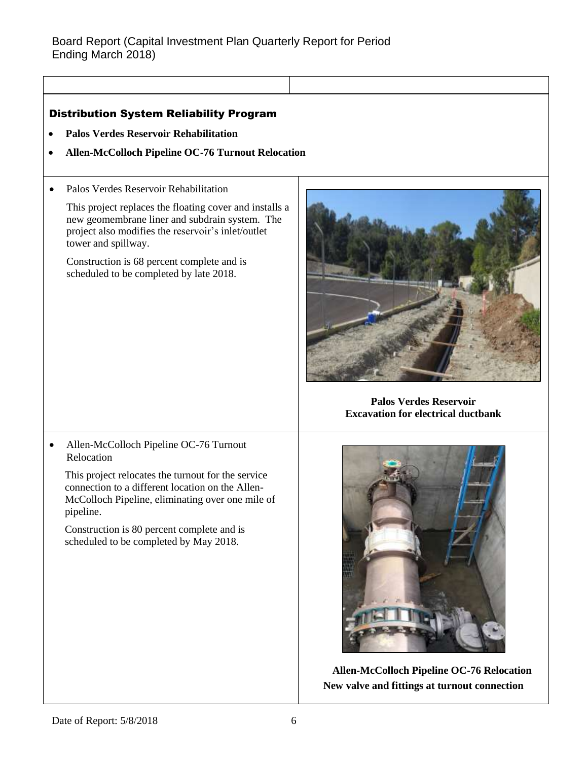## Distribution System Reliability Program

- **Palos Verdes Reservoir Rehabilitation**
- **Allen-McColloch Pipeline OC-76 Turnout Relocation**

- Palos Verdes Reservoir Rehabilitation

  This project replaces the floating cover and installs a new geomembrane liner and subdrain system. The project also modifies the reservoir's inlet/outlet tower and spillway.

  Construction is 68 percent complete and is scheduled to be completed by late 2018.

**Palos Verdes Reservoir**
**Excavation for electrical ductbank**

- Allen-McColloch Pipeline OC-76 Turnout Relocation

  This project relocates the turnout for the service connection to a different location on the Allen-McColloch Pipeline, eliminating over one mile of pipeline.

  Construction is 80 percent complete and is scheduled to be completed by May 2018.

**Allen-McColloch Pipeline OC-76 Relocation**
**New valve and fittings at turnout connection**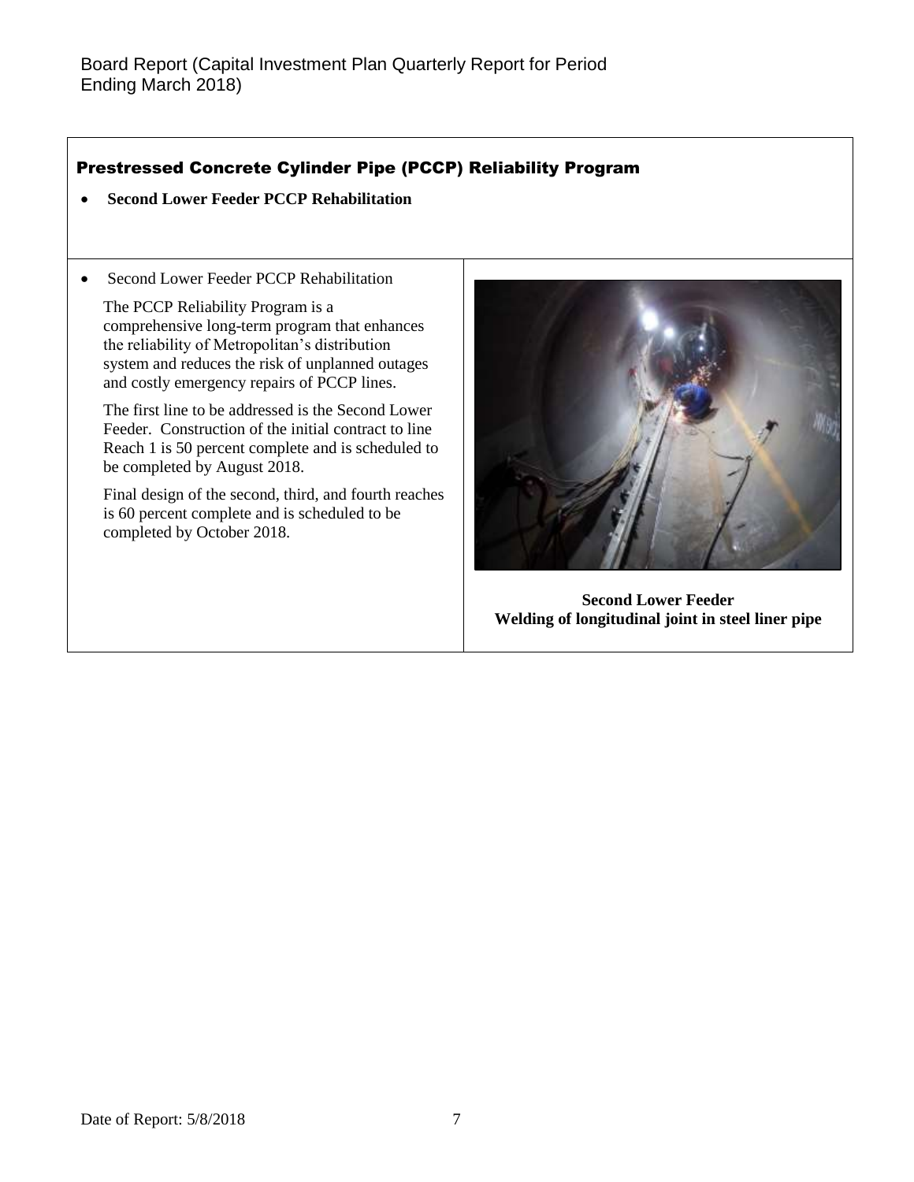## Prestressed Concrete Cylinder Pipe (PCCP) Reliability Program

- **Second Lower Feeder PCCP Rehabilitation**

- Second Lower Feeder PCCP Rehabilitation

The PCCP Reliability Program is a comprehensive long-term program that enhances the reliability of Metropolitan's distribution system and reduces the risk of unplanned outages and costly emergency repairs of PCCP lines.

The first line to be addressed is the Second Lower Feeder. Construction of the initial contract to line Reach 1 is 50 percent complete and is scheduled to be completed by August 2018.

Final design of the second, third, and fourth reaches is 60 percent complete and is scheduled to be completed by October 2018.

**Second Lower Feeder**
**Welding of longitudinal joint in steel liner pipe**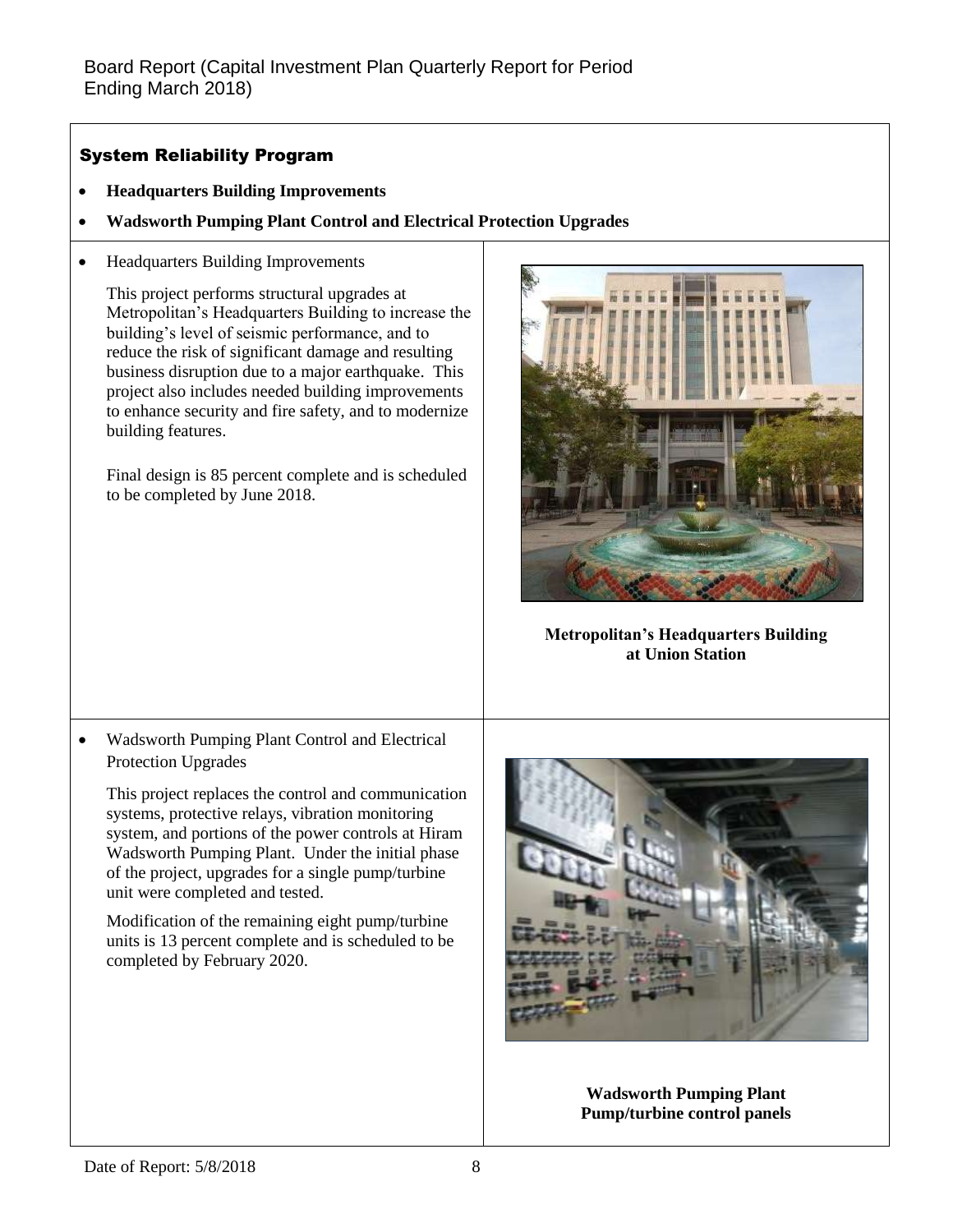Board Report (Capital Investment Plan Quarterly Report for Period Ending March 2018)

## System Reliability Program

- **Headquarters Building Improvements**
- **Wadsworth Pumping Plant Control and Electrical Protection Upgrades**

- Headquarters Building Improvements

  This project performs structural upgrades at Metropolitan's Headquarters Building to increase the building's level of seismic performance, and to reduce the risk of significant damage and resulting business disruption due to a major earthquake. This project also includes needed building improvements to enhance security and fire safety, and to modernize building features.

  Final design is 85 percent complete and is scheduled to be completed by June 2018.

**Metropolitan's Headquarters Building at Union Station**

- Wadsworth Pumping Plant Control and Electrical Protection Upgrades

  This project replaces the control and communication systems, protective relays, vibration monitoring system, and portions of the power controls at Hiram Wadsworth Pumping Plant. Under the initial phase of the project, upgrades for a single pump/turbine unit were completed and tested.

  Modification of the remaining eight pump/turbine units is 13 percent complete and is scheduled to be completed by February 2020.

**Wadsworth Pumping Plant Pump/turbine control panels**

Date of Report: 5/8/2018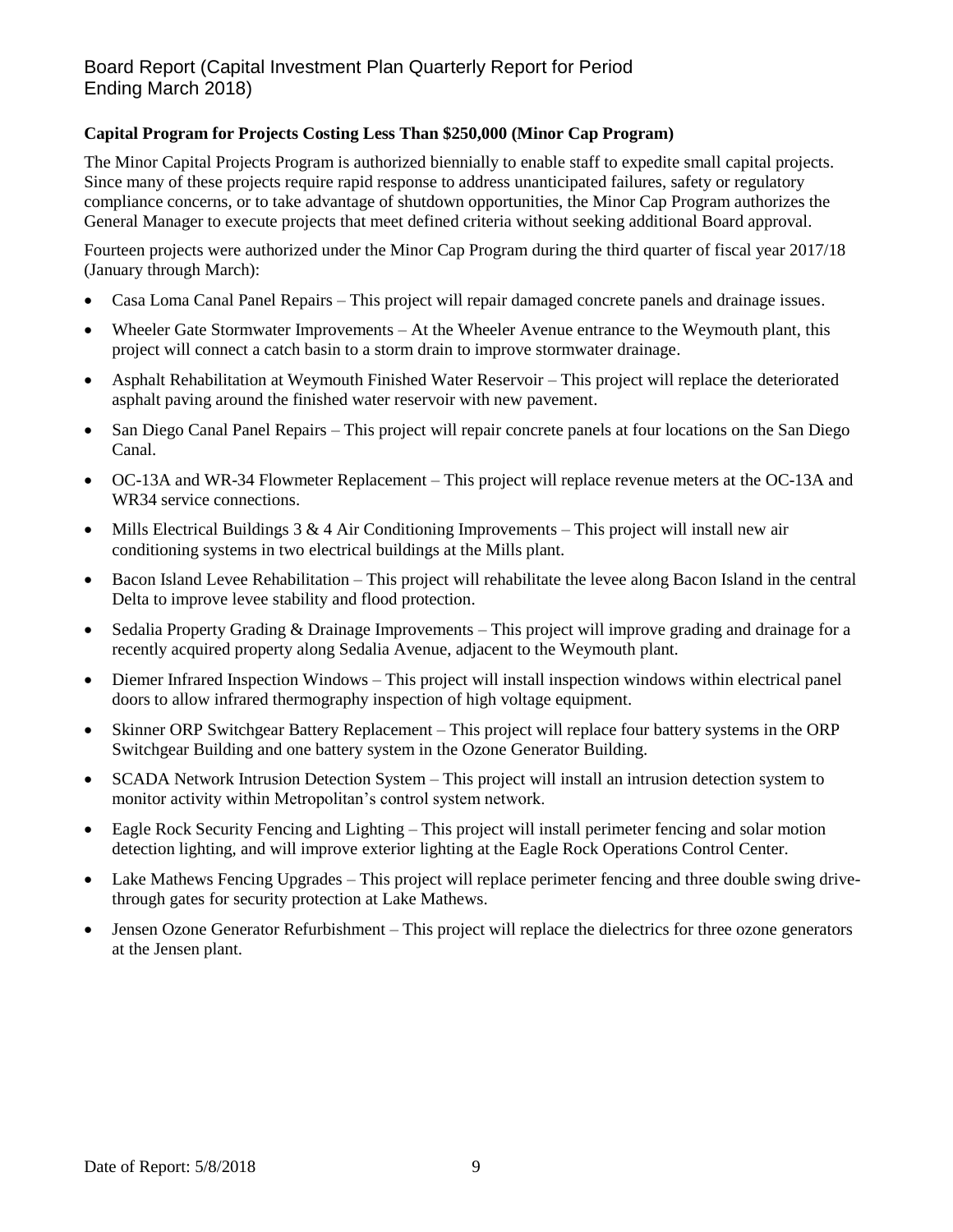**Capital Program for Projects Costing Less Than $250,000 (Minor Cap Program)**

The Minor Capital Projects Program is authorized biennially to enable staff to expedite small capital projects. Since many of these projects require rapid response to address unanticipated failures, safety or regulatory compliance concerns, or to take advantage of shutdown opportunities, the Minor Cap Program authorizes the General Manager to execute projects that meet defined criteria without seeking additional Board approval.

Fourteen projects were authorized under the Minor Cap Program during the third quarter of fiscal year 2017/18 (January through March):

- Casa Loma Canal Panel Repairs – This project will repair damaged concrete panels and drainage issues.
- Wheeler Gate Stormwater Improvements – At the Wheeler Avenue entrance to the Weymouth plant, this project will connect a catch basin to a storm drain to improve stormwater drainage.
- Asphalt Rehabilitation at Weymouth Finished Water Reservoir – This project will replace the deteriorated asphalt paving around the finished water reservoir with new pavement.
- San Diego Canal Panel Repairs – This project will repair concrete panels at four locations on the San Diego Canal.
- OC-13A and WR-34 Flowmeter Replacement – This project will replace revenue meters at the OC-13A and WR34 service connections.
- Mills Electrical Buildings 3 & 4 Air Conditioning Improvements – This project will install new air conditioning systems in two electrical buildings at the Mills plant.
- Bacon Island Levee Rehabilitation – This project will rehabilitate the levee along Bacon Island in the central Delta to improve levee stability and flood protection.
- Sedalia Property Grading & Drainage Improvements – This project will improve grading and drainage for a recently acquired property along Sedalia Avenue, adjacent to the Weymouth plant.
- Diemer Infrared Inspection Windows – This project will install inspection windows within electrical panel doors to allow infrared thermography inspection of high voltage equipment.
- Skinner ORP Switchgear Battery Replacement – This project will replace four battery systems in the ORP Switchgear Building and one battery system in the Ozone Generator Building.
- SCADA Network Intrusion Detection System – This project will install an intrusion detection system to monitor activity within Metropolitan's control system network.
- Eagle Rock Security Fencing and Lighting – This project will install perimeter fencing and solar motion detection lighting, and will improve exterior lighting at the Eagle Rock Operations Control Center.
- Lake Mathews Fencing Upgrades – This project will replace perimeter fencing and three double swing drive-through gates for security protection at Lake Mathews.
- Jensen Ozone Generator Refurbishment – This project will replace the dielectrics for three ozone generators at the Jensen plant.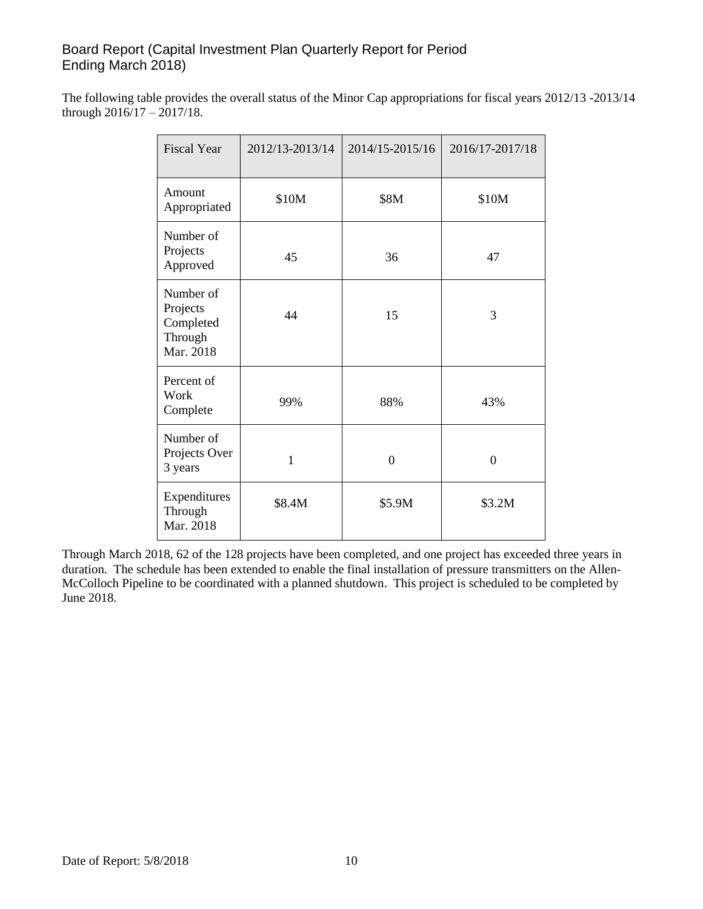Board Report (Capital Investment Plan Quarterly Report for Period Ending March 2018)

The following table provides the overall status of the Minor Cap appropriations for fiscal years 2012/13 -2013/14 through 2016/17 – 2017/18.

| Fiscal Year | 2012/13-2013/14 | 2014/15-2015/16 | 2016/17-2017/18 |
|---|---|---|---|
| Amount Appropriated | \$10M | \$8M | \$10M |
| Number of Projects Approved | 45 | 36 | 47 |
| Number of Projects Completed Through Mar. 2018 | 44 | 15 | 3 |
| Percent of Work Complete | 99% | 88% | 43% |
| Number of Projects Over 3 years | 1 | 0 | 0 |
| Expenditures Through Mar. 2018 | \$8.4M | \$5.9M | \$3.2M |

Through March 2018, 62 of the 128 projects have been completed, and one project has exceeded three years in duration. The schedule has been extended to enable the final installation of pressure transmitters on the Allen-McColloch Pipeline to be coordinated with a planned shutdown. This project is scheduled to be completed by June 2018.